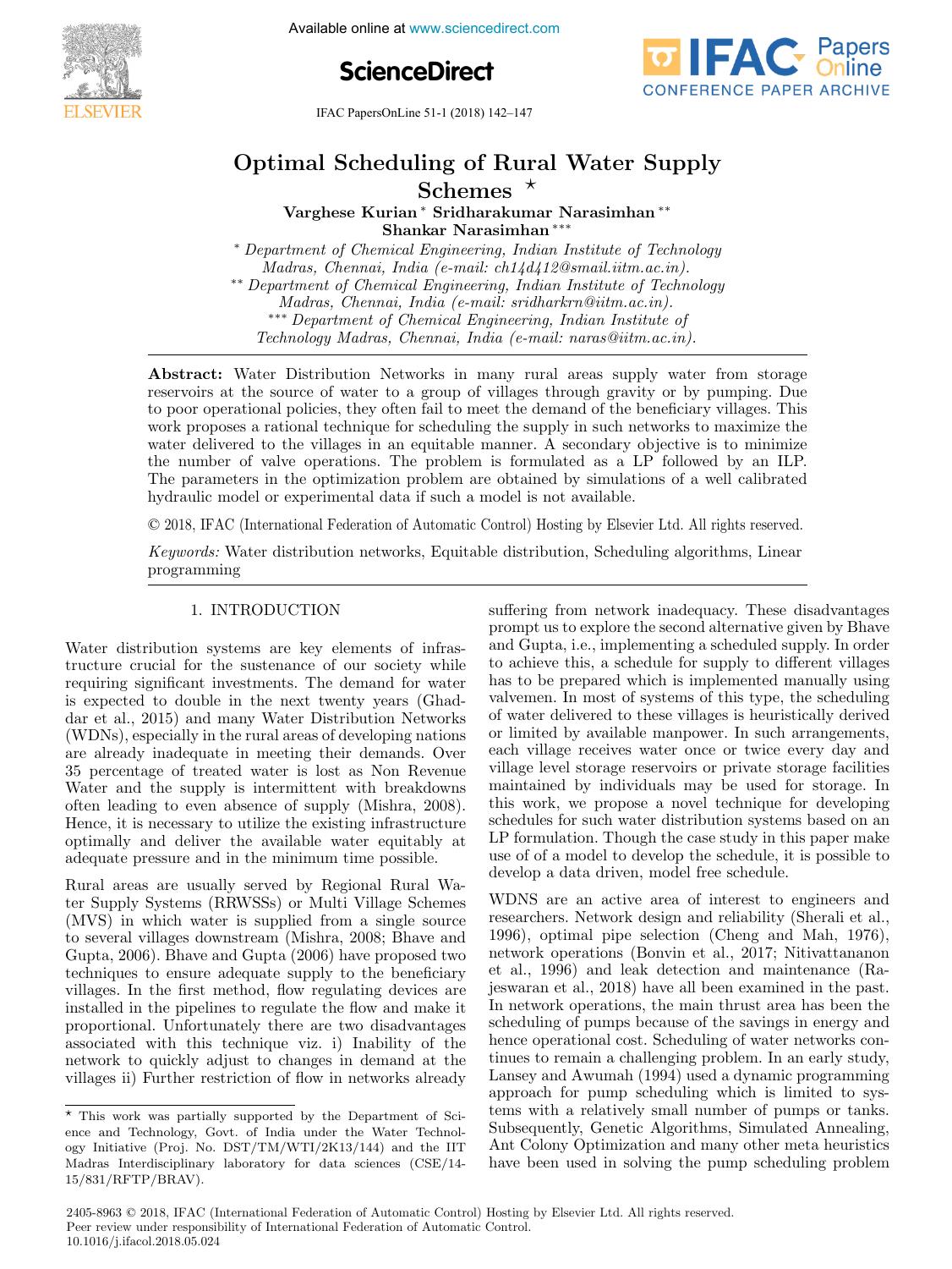# Optimal Scheduling of Rural Water Supply Schemes ⋆

**Varghese Kurian** * **Sridharakumar Narasimhan** ** **Shankar Narasimhan** ***

* *Department of Chemical Engineering, Indian Institute of Technology Madras, Chennai, India (e-mail: ch14d412@smail.iitm.ac.in).*
** *Department of Chemical Engineering, Indian Institute of Technology Madras, Chennai, India (e-mail: sridharkrn@iitm.ac.in).*
*** *Department of Chemical Engineering, Indian Institute of Technology Madras, Chennai, India (e-mail: naras@iitm.ac.in).*

**Abstract:** Water Distribution Networks in many rural areas supply water from storage reservoirs at the source of water to a group of villages through gravity or by pumping. Due to poor operational policies, they often fail to meet the demand of the beneficiary villages. This work proposes a rational technique for scheduling the supply in such networks to maximize the water delivered to the villages in an equitable manner. A secondary objective is to minimize the number of valve operations. The problem is formulated as a LP followed by an ILP. The parameters in the optimization problem are obtained by simulations of a well calibrated hydraulic model or experimental data if such a model is not available.

© 2018, IFAC (International Federation of Automatic Control) Hosting by Elsevier Ltd. All rights reserved.

*Keywords:* Water distribution networks, Equitable distribution, Scheduling algorithms, Linear programming

## 1. INTRODUCTION

Water distribution systems are key elements of infrastructure crucial for the sustenance of our society while requiring significant investments. The demand for water is expected to double in the next twenty years (Ghaddar et al., 2015) and many Water Distribution Networks (WDNs), especially in the rural areas of developing nations are already inadequate in meeting their demands. Over 35 percentage of treated water is lost as Non Revenue Water and the supply is intermittent with breakdowns often leading to even absence of supply (Mishra, 2008). Hence, it is necessary to utilize the existing infrastructure optimally and deliver the available water equitably at adequate pressure and in the minimum time possible.

Rural areas are usually served by Regional Rural Water Supply Systems (RRWSSs) or Multi Village Schemes (MVS) in which water is supplied from a single source to several villages downstream (Mishra, 2008; Bhave and Gupta, 2006). Bhave and Gupta (2006) have proposed two techniques to ensure adequate supply to the beneficiary villages. In the first method, flow regulating devices are installed in the pipelines to regulate the flow and make it proportional. Unfortunately there are two disadvantages associated with this technique viz. i) Inability of the network to quickly adjust to changes in demand at the villages ii) Further restriction of flow in networks already suffering from network inadequacy. These disadvantages prompt us to explore the second alternative given by Bhave and Gupta, i.e., implementing a scheduled supply. In order to achieve this, a schedule for supply to different villages has to be prepared which is implemented manually using valvemen. In most of systems of this type, the scheduling of water delivered to these villages is heuristically derived or limited by available manpower. In such arrangements, each village receives water once or twice every day and village level storage reservoirs or private storage facilities maintained by individuals may be used for storage. In this work, we propose a novel technique for developing schedules for such water distribution systems based on an LP formulation. Though the case study in this paper make use of of a model to develop the schedule, it is possible to develop a data driven, model free schedule.

WDNS are an active area of interest to engineers and researchers. Network design and reliability (Sherali et al., 1996), optimal pipe selection (Cheng and Mah, 1976), network operations (Bonvin et al., 2017; Nitivattananon et al., 1996) and leak detection and maintenance (Rajeswaran et al., 2018) have all been examined in the past. In network operations, the main thrust area has been the scheduling of pumps because of the savings in energy and hence operational cost. Scheduling of water networks continues to remain a challenging problem. In an early study, Lansey and Awumah (1994) used a dynamic programming approach for pump scheduling which is limited to systems with a relatively small number of pumps or tanks. Subsequently, Genetic Algorithms, Simulated Annealing, Ant Colony Optimization and many other meta heuristics have been used in solving the pump scheduling problem

⋆ This work was partially supported by the Department of Science and Technology, Govt. of India under the Water Technology Initiative (Proj. No. DST/TM/WTI/2K13/144) and the IIT Madras Interdisciplinary laboratory for data sciences (CSE/14-15/831/RFTP/BRAV).

2405-8963 © 2018, IFAC (International Federation of Automatic Control) Hosting by Elsevier Ltd. All rights reserved.
Peer review under responsibility of International Federation of Automatic Control.
10.1016/j.ifacol.2018.05.024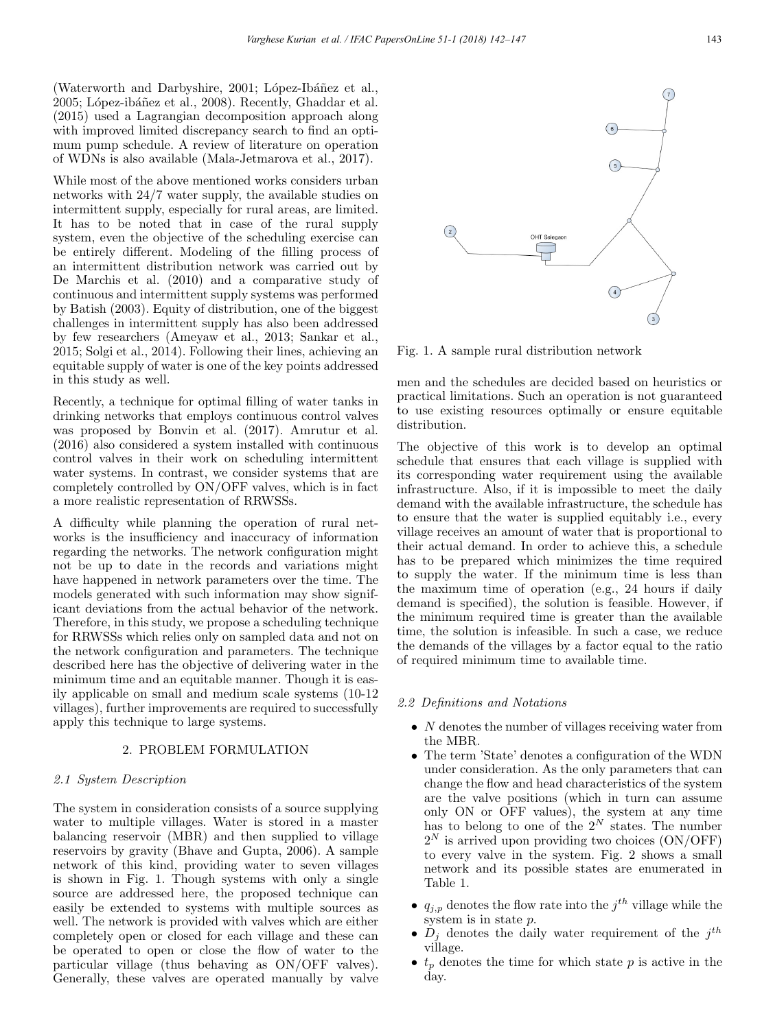(Waterworth and Darbyshire, 2001; López-Ibáñez et al., 2005; López-ibáñez et al., 2008). Recently, Ghaddar et al. (2015) used a Lagrangian decomposition approach along with improved limited discrepancy search to find an optimum pump schedule. A review of literature on operation of WDNs is also available (Mala-Jetmarova et al., 2017).

While most of the above mentioned works considers urban networks with 24/7 water supply, the available studies on intermittent supply, especially for rural areas, are limited. It has to be noted that in case of the rural supply system, even the objective of the scheduling exercise can be entirely different. Modeling of the filling process of an intermittent distribution network was carried out by De Marchis et al. (2010) and a comparative study of continuous and intermittent supply systems was performed by Batish (2003). Equity of distribution, one of the biggest challenges in intermittent supply has also been addressed by few researchers (Ameyaw et al., 2013; Sankar et al., 2015; Solgi et al., 2014). Following their lines, achieving an equitable supply of water is one of the key points addressed in this study as well.

Recently, a technique for optimal filling of water tanks in drinking networks that employs continuous control valves was proposed by Bonvin et al. (2017). Amrutur et al. (2016) also considered a system installed with continuous control valves in their work on scheduling intermittent water systems. In contrast, we consider systems that are completely controlled by ON/OFF valves, which is in fact a more realistic representation of RRWSSs.

A difficulty while planning the operation of rural networks is the insufficiency and inaccuracy of information regarding the networks. The network configuration might not be up to date in the records and variations might have happened in network parameters over the time. The models generated with such information may show significant deviations from the actual behavior of the network. Therefore, in this study, we propose a scheduling technique for RRWSSs which relies only on sampled data and not on the network configuration and parameters. The technique described here has the objective of delivering water in the minimum time and an equitable manner. Though it is easily applicable on small and medium scale systems (10-12 villages), further improvements are required to successfully apply this technique to large systems.

## 2. PROBLEM FORMULATION

### 2.1 System Description

The system in consideration consists of a source supplying water to multiple villages. Water is stored in a master balancing reservoir (MBR) and then supplied to village reservoirs by gravity (Bhave and Gupta, 2006). A sample network of this kind, providing water to seven villages is shown in Fig. 1. Though systems with only a single source are addressed here, the proposed technique can easily be extended to systems with multiple sources as well. The network is provided with valves which are either completely open or closed for each village and these can be operated to open or close the flow of water to the particular village (thus behaving as ON/OFF valves). Generally, these valves are operated manually by valve men and the schedules are decided based on heuristics or practical limitations. Such an operation is not guaranteed to use existing resources optimally or ensure equitable distribution.

Fig. 1. A sample rural distribution network

The objective of this work is to develop an optimal schedule that ensures that each village is supplied with its corresponding water requirement using the available infrastructure. Also, if it is impossible to meet the daily demand with the available infrastructure, the schedule has to ensure that the water is supplied equitably i.e., every village receives an amount of water that is proportional to their actual demand. In order to achieve this, a schedule has to be prepared which minimizes the time required to supply the water. If the minimum time is less than the maximum time of operation (e.g., 24 hours if daily demand is specified), the solution is feasible. However, if the minimum required time is greater than the available time, the solution is infeasible. In such a case, we reduce the demands of the villages by a factor equal to the ratio of required minimum time to available time.

### 2.2 Definitions and Notations

- $N$ denotes the number of villages receiving water from the MBR.
- The term 'State' denotes a configuration of the WDN under consideration. As the only parameters that can change the flow and head characteristics of the system are the valve positions (which in turn can assume only ON or OFF values), the system at any time has to belong to one of the $2^N$ states. The number $2^N$ is arrived upon providing two choices (ON/OFF) to every valve in the system. Fig. 2 shows a small network and its possible states are enumerated in Table 1.
- $q_{j,p}$ denotes the flow rate into the $j^{th}$ village while the system is in state $p$.
- $D_j$ denotes the daily water requirement of the $j^{th}$ village.
- $t_p$ denotes the time for which state $p$ is active in the day.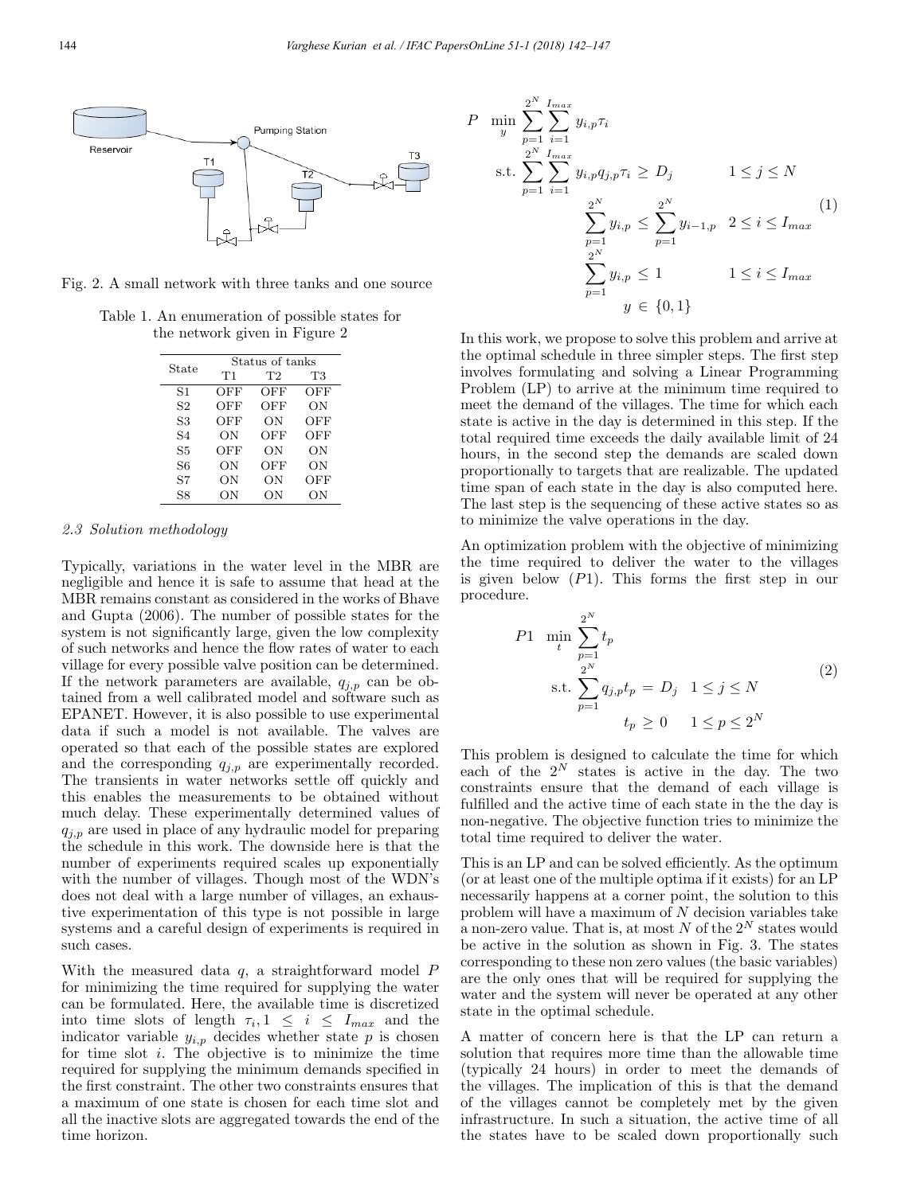Fig. 2. A small network with three tanks and one source

Table 1. An enumeration of possible states for the network given in Figure 2

| State | Status of tanks | | |
|---|---|---|---|
| | T1 | T2 | T3 |
| S1 | OFF | OFF | OFF |
| S2 | OFF | OFF | ON |
| S3 | OFF | ON | OFF |
| S4 | ON | OFF | OFF |
| S5 | OFF | ON | ON |
| S6 | ON | OFF | ON |
| S7 | ON | ON | OFF |
| S8 | ON | ON | ON |

### 2.3 Solution methodology

Typically, variations in the water level in the MBR are negligible and hence it is safe to assume that head at the MBR remains constant as considered in the works of Bhave and Gupta (2006). The number of possible states for the system is not significantly large, given the low complexity of such networks and hence the flow rates of water to each village for every possible valve position can be determined. If the network parameters are available, $q_{j,p}$ can be obtained from a well calibrated model and software such as EPANET. However, it is also possible to use experimental data if such a model is not available. The valves are operated so that each of the possible states are explored and the corresponding $q_{j,p}$ are experimentally recorded. The transients in water networks settle off quickly and this enables the measurements to be obtained without much delay. These experimentally determined values of $q_{j,p}$ are used in place of any hydraulic model for preparing the schedule in this work. The downside here is that the number of experiments required scales up exponentially with the number of villages. Though most of the WDN's does not deal with a large number of villages, an exhaustive experimentation of this type is not possible in large systems and a careful design of experiments is required in such cases.

With the measured data $q$, a straightforward model $P$ for minimizing the time required for supplying the water can be formulated. Here, the available time is discretized into time slots of length $\tau_i, 1 \leq i \leq I_{max}$ and the indicator variable $y_{i,p}$ decides whether state $p$ is chosen for time slot $i$. The objective is to minimize the time required for supplying the minimum demands specified in the first constraint. The other two constraints ensures that a maximum of one state is chosen for each time slot and all the inactive slots are aggregated towards the end of the time horizon.

$$
\begin{aligned}
P \quad \min_{y} \ & \sum_{p=1}^{2^N} \sum_{i=1}^{I_{max}} y_{i,p} \tau_i \\
\text{s.t.} \ & \sum_{p=1}^{2^N} \sum_{i=1}^{I_{max}} y_{i,p} q_{j,p} \tau_i \geq D_j \qquad 1 \leq j \leq N \\
& \sum_{p=1}^{2^N} y_{i,p} \leq \sum_{p=1}^{2^N} y_{i-1,p} \quad 2 \leq i \leq I_{max} \\
& \sum_{p=1}^{2^N} y_{i,p} \leq 1 \qquad 1 \leq i \leq I_{max} \\
& y \in \{0, 1\}
\end{aligned}
\tag{1}
$$

In this work, we propose to solve this problem and arrive at the optimal schedule in three simpler steps. The first step involves formulating and solving a Linear Programming Problem (LP) to arrive at the minimum time required to meet the demand of the villages. The time for which each state is active in the day is determined in this step. If the total required time exceeds the daily available limit of 24 hours, in the second step the demands are scaled down proportionally to targets that are realizable. The updated time span of each state in the day is also computed here. The last step is the sequencing of these active states so as to minimize the valve operations in the day.

An optimization problem with the objective of minimizing the time required to deliver the water to the villages is given below ($P1$). This forms the first step in our procedure.

$$
\begin{aligned}
P1 \quad \min_{t} \ & \sum_{p=1}^{2^N} t_p \\
\text{s.t.} \ & \sum_{p=1}^{2^N} q_{j,p} t_p = D_j \quad 1 \leq j \leq N \\
& t_p \geq 0 \quad 1 \leq p \leq 2^N
\end{aligned}
\tag{2}
$$

This problem is designed to calculate the time for which each of the $2^N$ states is active in the day. The two constraints ensure that the demand of each village is fulfilled and the active time of each state in the the day is non-negative. The objective function tries to minimize the total time required to deliver the water.

This is an LP and can be solved efficiently. As the optimum (or at least one of the multiple optima if it exists) for an LP necessarily happens at a corner point, the solution to this problem will have a maximum of $N$ decision variables take a non-zero value. That is, at most $N$ of the $2^N$ states would be active in the solution as shown in Fig. 3. The states corresponding to these non zero values (the basic variables) are the only ones that will be required for supplying the water and the system will never be operated at any other state in the optimal schedule.

A matter of concern here is that the LP can return a solution that requires more time than the allowable time (typically 24 hours) in order to meet the demands of the villages. The implication of this is that the demand of the villages cannot be completely met by the given infrastructure. In such a situation, the active time of all the states have to be scaled down proportionally such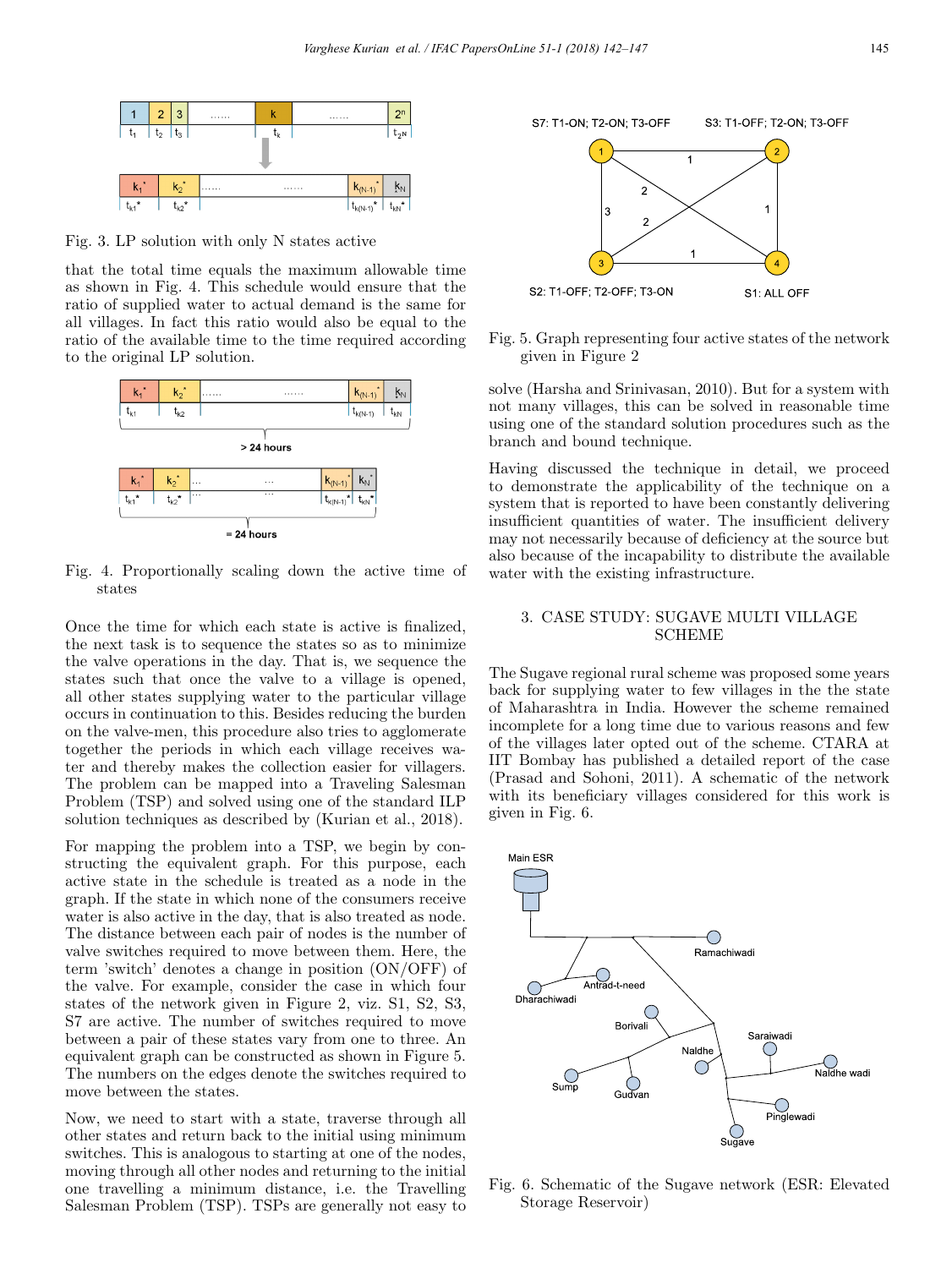Fig. 3. LP solution with only N states active

that the total time equals the maximum allowable time as shown in Fig. 4. This schedule would ensure that the ratio of supplied water to actual demand is the same for all villages. In fact this ratio would also be equal to the ratio of the available time to the time required according to the original LP solution.

Fig. 4. Proportionally scaling down the active time of states

Once the time for which each state is active is finalized, the next task is to sequence the states so as to minimize the valve operations in the day. That is, we sequence the states such that once the valve to a village is opened, all other states supplying water to the particular village occurs in continuation to this. Besides reducing the burden on the valve-men, this procedure also tries to agglomerate together the periods in which each village receives water and thereby makes the collection easier for villagers. The problem can be mapped into a Traveling Salesman Problem (TSP) and solved using one of the standard ILP solution techniques as described by (Kurian et al., 2018).

For mapping the problem into a TSP, we begin by constructing the equivalent graph. For this purpose, each active state in the schedule is treated as a node in the graph. If the state in which none of the consumers receive water is also active in the day, that is also treated as node. The distance between each pair of nodes is the number of valve switches required to move between them. Here, the term 'switch' denotes a change in position (ON/OFF) of the valve. For example, consider the case in which four states of the network given in Figure 2, viz. S1, S2, S3, S7 are active. The number of switches required to move between a pair of these states vary from one to three. An equivalent graph can be constructed as shown in Figure 5. The numbers on the edges denote the switches required to move between the states.

Now, we need to start with a state, traverse through all other states and return back to the initial using minimum switches. This is analogous to starting at one of the nodes, moving through all other nodes and returning to the initial one travelling a minimum distance, i.e. the Travelling Salesman Problem (TSP). TSPs are generally not easy to solve (Harsha and Srinivasan, 2010). But for a system with not many villages, this can be solved in reasonable time using one of the standard solution procedures such as the branch and bound technique.

Fig. 5. Graph representing four active states of the network given in Figure 2

Having discussed the technique in detail, we proceed to demonstrate the applicability of the technique on a system that is reported to have been constantly delivering insufficient quantities of water. The insufficient delivery may not necessarily because of deficiency at the source but also because of the incapability to distribute the available water with the existing infrastructure.

## 3. CASE STUDY: SUGAVE MULTI VILLAGE SCHEME

The Sugave regional rural scheme was proposed some years back for supplying water to few villages in the state of Maharashtra in India. However the scheme remained incomplete for a long time due to various reasons and few of the villages later opted out of the scheme. CTARA at IIT Bombay has published a detailed report of the case (Prasad and Sohoni, 2011). A schematic of the network with its beneficiary villages considered for this work is given in Fig. 6.

Fig. 6. Schematic of the Sugave network (ESR: Elevated Storage Reservoir)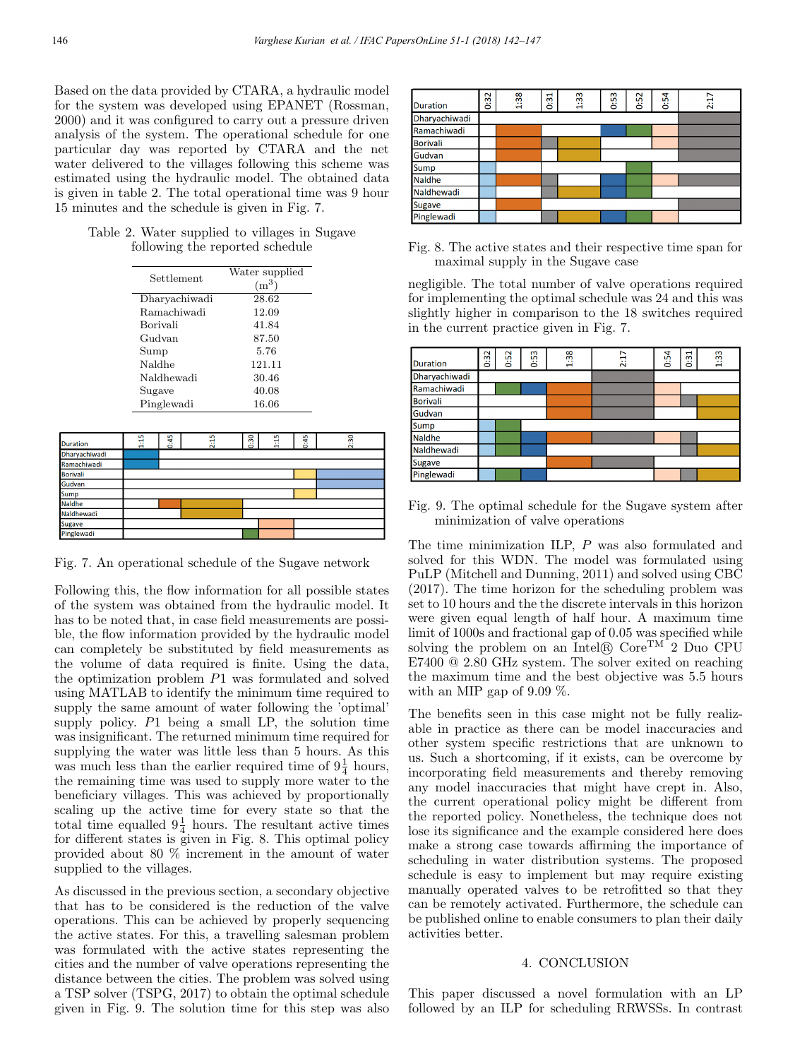Based on the data provided by CTARA, a hydraulic model for the system was developed using EPANET (Rossman, 2000) and it was configured to carry out a pressure driven analysis of the system. The operational schedule for one particular day was reported by CTARA and the net water delivered to the villages following this scheme was estimated using the hydraulic model. The obtained data is given in table 2. The total operational time was 9 hour 15 minutes and the schedule is given in Fig. 7.

Table 2. Water supplied to villages in Sugave following the reported schedule

| Settlement | Water supplied ($m^3$) |
|---|---|
| Dharyachiwadi | 28.62 |
| Ramachiwadi | 12.09 |
| Borivali | 41.84 |
| Gudvan | 87.50 |
| Sump | 5.76 |
| Naldhe | 121.11 |
| Naldhewadi | 30.46 |
| Sugave | 40.08 |
| Pinglewadi | 16.06 |

Fig. 7. An operational schedule of the Sugave network

Following this, the flow information for all possible states of the system was obtained from the hydraulic model. It has to be noted that, in case field measurements are possible, the flow information provided by the hydraulic model can completely be substituted by field measurements as the volume of data required is finite. Using the data, the optimization problem $P1$ was formulated and solved using MATLAB to identify the minimum time required to supply the same amount of water following the 'optimal' supply policy. $P1$ being a small LP, the solution time was insignificant. The returned minimum time required for supplying the water was little less than 5 hours. As this was much less than the earlier required time of $9\frac{1}{4}$ hours, the remaining time was used to supply more water to the beneficiary villages. This was achieved by proportionally scaling up the active time for every state so that the total time equalled $9\frac{1}{4}$ hours. The resultant active times for different states is given in Fig. 8. This optimal policy provided about 80 % increment in the amount of water supplied to the villages.

As discussed in the previous section, a secondary objective that has to be considered is the reduction of the valve operations. This can be achieved by properly sequencing the active states. For this, a travelling salesman problem was formulated with the active states representing the cities and the number of valve operations representing the distance between the cities. The problem was solved using a TSP solver (TSPG, 2017) to obtain the optimal schedule given in Fig. 9. The solution time for this step was also negligible. The total number of valve operations required for implementing the optimal schedule was 24 and this was slightly higher in comparison to the 18 switches required in the current practice given in Fig. 7.

Fig. 8. The active states and their respective time span for maximal supply in the Sugave case

Fig. 9. The optimal schedule for the Sugave system after minimization of valve operations

The time minimization ILP, $P$ was also formulated and solved for this WDN. The model was formulated using PuLP (Mitchell and Dunning, 2011) and solved using CBC (2017). The time horizon for the scheduling problem was set to 10 hours and the the discrete intervals in this horizon were given equal length of half hour. A maximum time limit of 1000s and fractional gap of 0.05 was specified while solving the problem on an Intel® Core™ 2 Duo CPU E7400 @ 2.80 GHz system. The solver exited on reaching the maximum time and the best objective was 5.5 hours with an MIP gap of 9.09 %.

The benefits seen in this case might not be fully realizable in practice as there can be model inaccuracies and other system specific restrictions that are unknown to us. Such a shortcoming, if it exists, can be overcome by incorporating field measurements and thereby removing any model inaccuracies that might have crept in. Also, the current operational policy might be different from the reported policy. Nonetheless, the technique does not lose its significance and the example considered here does make a strong case towards affirming the importance of scheduling in water distribution systems. The proposed schedule is easy to implement but may require existing manually operated valves to be retrofitted so that they can be remotely activated. Furthermore, the schedule can be published online to enable consumers to plan their daily activities better.

## 4. CONCLUSION

This paper discussed a novel formulation with an LP followed by an ILP for scheduling RRWSSs. In contrast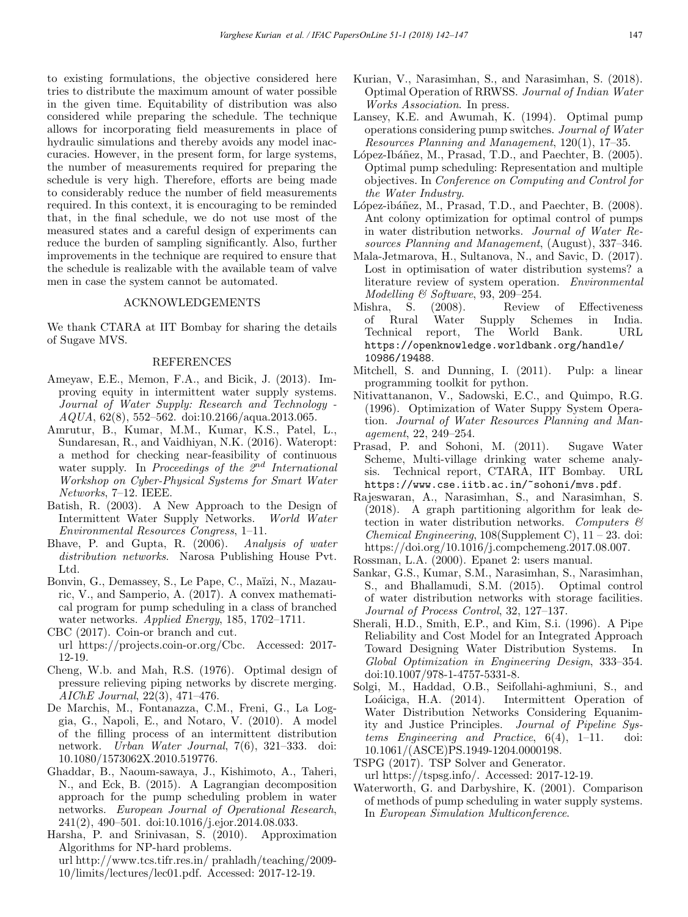to existing formulations, the objective considered here tries to distribute the maximum amount of water possible in the given time. Equitability of distribution was also considered while preparing the schedule. The technique allows for incorporating field measurements in place of hydraulic simulations and thereby avoids any model inaccuracies. However, in the present form, for large systems, the number of measurements required for preparing the schedule is very high. Therefore, efforts are being made to considerably reduce the number of field measurements required. In this context, it is encouraging to be reminded that, in the final schedule, we do not use most of the measured states and a careful design of experiments can reduce the burden of sampling significantly. Also, further improvements in the technique are required to ensure that the schedule is realizable with the available team of valve men in case the system cannot be automated.

## ACKNOWLEDGEMENTS

We thank CTARA at IIT Bombay for sharing the details of Sugave MVS.

## REFERENCES

Ameyaw, E.E., Memon, F.A., and Bicik, J. (2013). Improving equity in intermittent water supply systems. *Journal of Water Supply: Research and Technology - AQUA*, 62(8), 552–562. doi:10.2166/aqua.2013.065.

Amrutur, B., Kumar, M.M., Kumar, K.S., Patel, L., Sundaresan, R., and Vaidhiyan, N.K. (2016). Wateropt: a method for checking near-feasibility of continuous water supply. In *Proceedings of the 2nd International Workshop on Cyber-Physical Systems for Smart Water Networks*, 7–12. IEEE.

Batish, R. (2003). A New Approach to the Design of Intermittent Water Supply Networks. *World Water Environmental Resources Congress*, 1–11.

Bhave, P. and Gupta, R. (2006). *Analysis of water distribution networks*. Narosa Publishing House Pvt. Ltd.

Bonvin, G., Demassey, S., Le Pape, C., Maïzi, N., Mazauric, V., and Samperio, A. (2017). A convex mathematical program for pump scheduling in a class of branched water networks. *Applied Energy*, 185, 1702–1711.

CBC (2017). Coin-or branch and cut. url https://projects.coin-or.org/Cbc. Accessed: 2017-12-19.

Cheng, W.b. and Mah, R.S. (1976). Optimal design of pressure relieving piping networks by discrete merging. *AIChE Journal*, 22(3), 471–476.

De Marchis, M., Fontanazza, C.M., Freni, G., La Loggia, G., Napoli, E., and Notaro, V. (2010). A model of the filling process of an intermittent distribution network. *Urban Water Journal*, 7(6), 321–333. doi: 10.1080/1573062X.2010.519776.

Ghaddar, B., Naoum-sawaya, J., Kishimoto, A., Taheri, N., and Eck, B. (2015). A Lagrangian decomposition approach for the pump scheduling problem in water networks. *European Journal of Operational Research*, 241(2), 490–501. doi:10.1016/j.ejor.2014.08.033.

Harsha, P. and Srinivasan, S. (2010). Approximation Algorithms for NP-hard problems. url http://www.tcs.tifr.res.in/ prahladh/teaching/2009-10/limits/lectures/lec01.pdf. Accessed: 2017-12-19.

Kurian, V., Narasimhan, S., and Narasimhan, S. (2018). Optimal Operation of RRWSS. *Journal of Indian Water Works Association*. In press.

Lansey, K.E. and Awumah, K. (1994). Optimal pump operations considering pump switches. *Journal of Water Resources Planning and Management*, 120(1), 17–35.

López-Ibáñez, M., Prasad, T.D., and Paechter, B. (2005). Optimal pump scheduling: Representation and multiple objectives. In *Conference on Computing and Control for the Water Industry*.

López-ibáñez, M., Prasad, T.D., and Paechter, B. (2008). Ant colony optimization for optimal control of pumps in water distribution networks. *Journal of Water Resources Planning and Management*, (August), 337–346.

Mala-Jetmarova, H., Sultanova, N., and Savic, D. (2017). Lost in optimisation of water distribution systems? a literature review of system operation. *Environmental Modelling & Software*, 93, 209–254.

Mishra, S. (2008). Review of Effectiveness of Rural Water Supply Schemes in India. Technical report, The World Bank. URL https://openknowledge.worldbank.org/handle/10986/19488.

Mitchell, S. and Dunning, I. (2011). Pulp: a linear programming toolkit for python.

Nitivattananon, V., Sadowski, E.C., and Quimpo, R.G. (1996). Optimization of Water Suppy System Operation. *Journal of Water Resources Planning and Management*, 22, 249–254.

Prasad, P. and Sohoni, M. (2011). Sugave Water Scheme, Multi-village drinking water scheme analysis. Technical report, CTARA, IIT Bombay. URL https://www.cse.iitb.ac.in/~sohoni/mvs.pdf.

Rajeswaran, A., Narasimhan, S., and Narasimhan, S. (2018). A graph partitioning algorithm for leak detection in water distribution networks. *Computers & Chemical Engineering*, 108(Supplement C), 11 – 23. doi: https://doi.org/10.1016/j.compchemeng.2017.08.007.

Rossman, L.A. (2000). Epanet 2: users manual.

Sankar, G.S., Kumar, S.M., Narasimhan, S., Narasimhan, S., and Bhallamudi, S.M. (2015). Optimal control of water distribution networks with storage facilities. *Journal of Process Control*, 32, 127–137.

Sherali, H.D., Smith, E.P., and Kim, S.i. (1996). A Pipe Reliability and Cost Model for an Integrated Approach Toward Designing Water Distribution Systems. In *Global Optimization in Engineering Design*, 333–354. doi:10.1007/978-1-4757-5331-8.

Solgi, M., Haddad, O.B., Seifollahi-aghmiuni, S., and Loáiciga, H.A. (2014). Intermittent Operation of Water Distribution Networks Considering Equanimity and Justice Principles. *Journal of Pipeline Systems Engineering and Practice*, 6(4), 1–11. doi: 10.1061/(ASCE)PS.1949-1204.0000198.

TSPG (2017). TSP Solver and Generator. url https://tspsg.info/. Accessed: 2017-12-19.

Waterworth, G. and Darbyshire, K. (2001). Comparison of methods of pump scheduling in water supply systems. In *European Simulation Multiconference*.